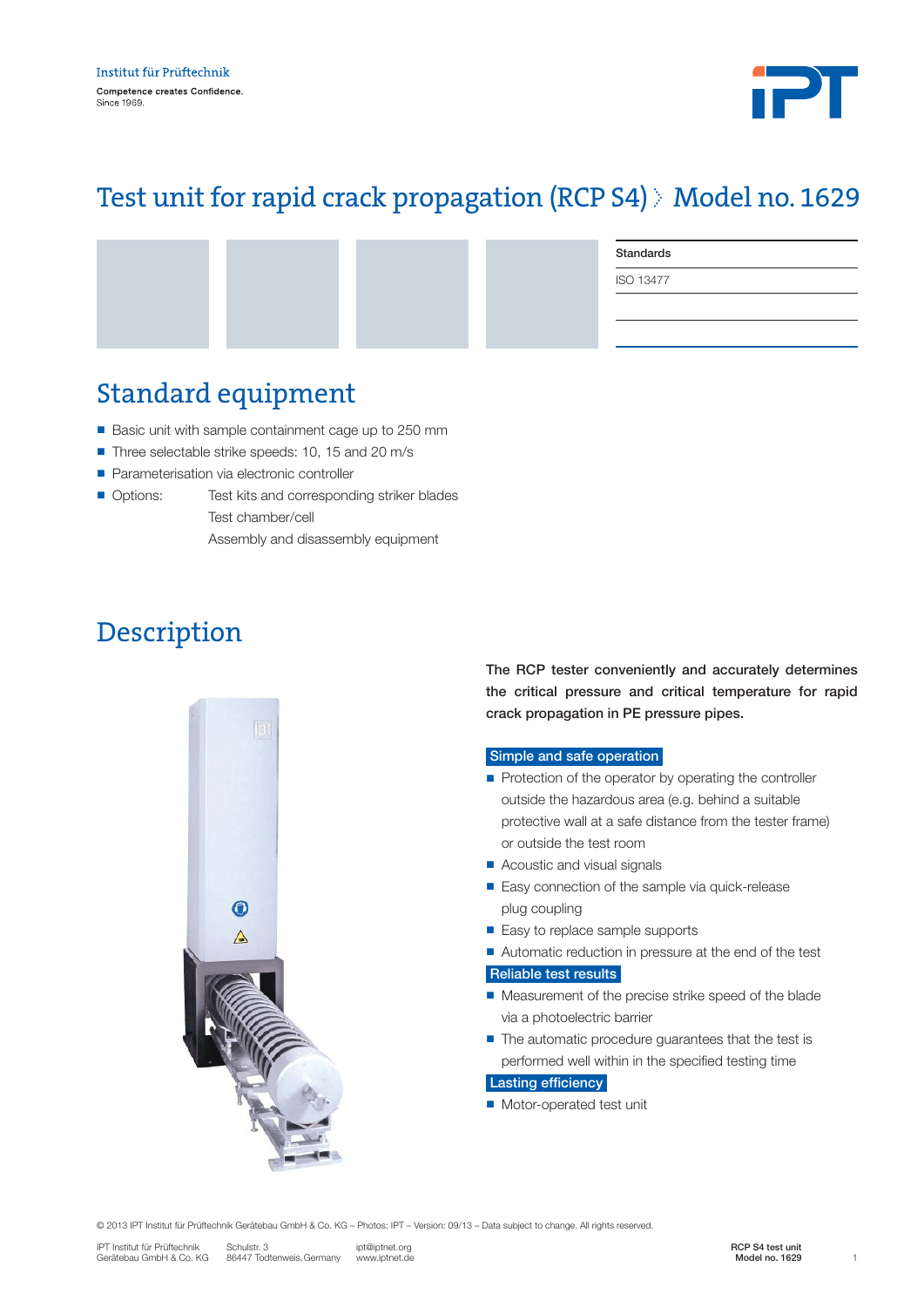Institut für Prüftechnik

Competence creates Confidence.
Since 1969.

# Test unit for rapid crack propagation (RCP S4) › Model no. 1629

| Standards |
| --- |
| ISO 13477 |

## Standard equipment

- Basic unit with sample containment cage up to 250 mm
- Three selectable strike speeds: 10, 15 and 20 m/s
- Parameterisation via electronic controller
- Options: Test kits and corresponding striker blades
  Test chamber/cell
  Assembly and disassembly equipment

## Description

**The RCP tester conveniently and accurately determines the critical pressure and critical temperature for rapid crack propagation in PE pressure pipes.**

**Simple and safe operation**

- Protection of the operator by operating the controller outside the hazardous area (e.g. behind a suitable protective wall at a safe distance from the tester frame) or outside the test room
- Acoustic and visual signals
- Easy connection of the sample via quick-release plug coupling
- Easy to replace sample supports
- Automatic reduction in pressure at the end of the test

**Reliable test results**

- Measurement of the precise strike speed of the blade via a photoelectric barrier
- The automatic procedure guarantees that the test is performed well within in the specified testing time

**Lasting efficiency**

- Motor-operated test unit

© 2013 IPT Institut für Prüftechnik Gerätebau GmbH & Co. KG – Photos: IPT – Version: 09/13 – Data subject to change. All rights reserved.

IPT Institut für Prüftechnik Gerätebau GmbH & Co. KG | Schulstr. 3, 86447 Todtenweis, Germany | ipt@iptnet.org | www.iptnet.de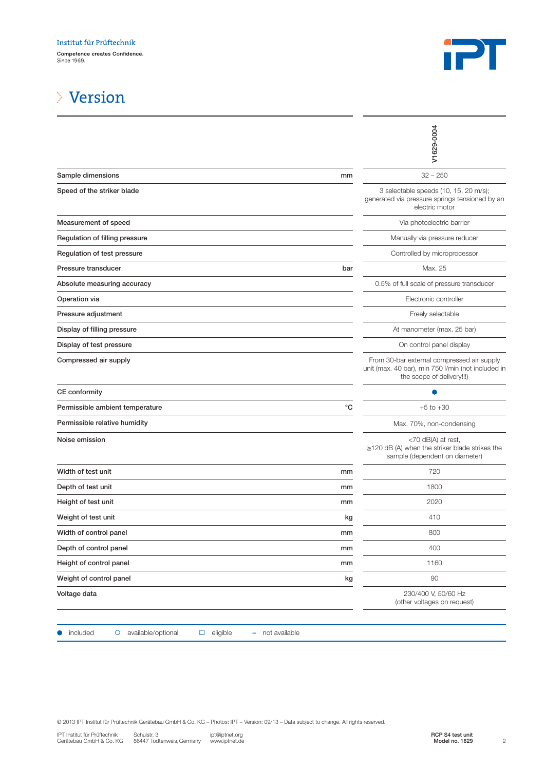# Version

| | | V1629-0004 |
|---|---|---|
| Sample dimensions | mm | 32 – 250 |
| Speed of the striker blade | | 3 selectable speeds (10, 15, 20 m/s); generated via pressure springs tensioned by an electric motor |
| Measurement of speed | | Via photoelectric barrier |
| Regulation of filling pressure | | Manually via pressure reducer |
| Regulation of test pressure | | Controlled by microprocessor |
| Pressure transducer | bar | Max. 25 |
| Absolute measuring accuracy | | 0.5% of full scale of pressure transducer |
| Operation via | | Electronic controller |
| Pressure adjustment | | Freely selectable |
| Display of filling pressure | | At manometer (max. 25 bar) |
| Display of test pressure | | On control panel display |
| Compressed air supply | | From 30-bar external compressed air supply unit (max. 40 bar), min 750 l/min (not included in the scope of delivery!!!) |
| CE conformity | | ● |
| Permissible ambient temperature | °C | +5 to +30 |
| Permissible relative humidity | | Max. 70%, non-condensing |
| Noise emission | | <70 dB(A) at rest, ≥120 dB (A) when the striker blade strikes the sample (dependent on diameter) |
| Width of test unit | mm | 720 |
| Depth of test unit | mm | 1800 |
| Height of test unit | mm | 2020 |
| Weight of test unit | kg | 410 |
| Width of control panel | mm | 800 |
| Depth of control panel | mm | 400 |
| Height of control panel | mm | 1160 |
| Weight of control panel | kg | 90 |
| Voltage data | | 230/400 V, 50/60 Hz (other voltages on request) |

● included ○ available/optional □ eligible – not available

© 2013 IPT Institut für Prüftechnik Gerätebau GmbH & Co. KG – Photos: IPT – Version: 09/13 – Data subject to change. All rights reserved.

IPT Institut für Prüftechnik Gerätebau GmbH & Co. KG · Schulstr. 3, 86447 Todtenweis, Germany · ipt@iptnet.org, www.iptnet.de

RCP S4 test unit
Model no. 1629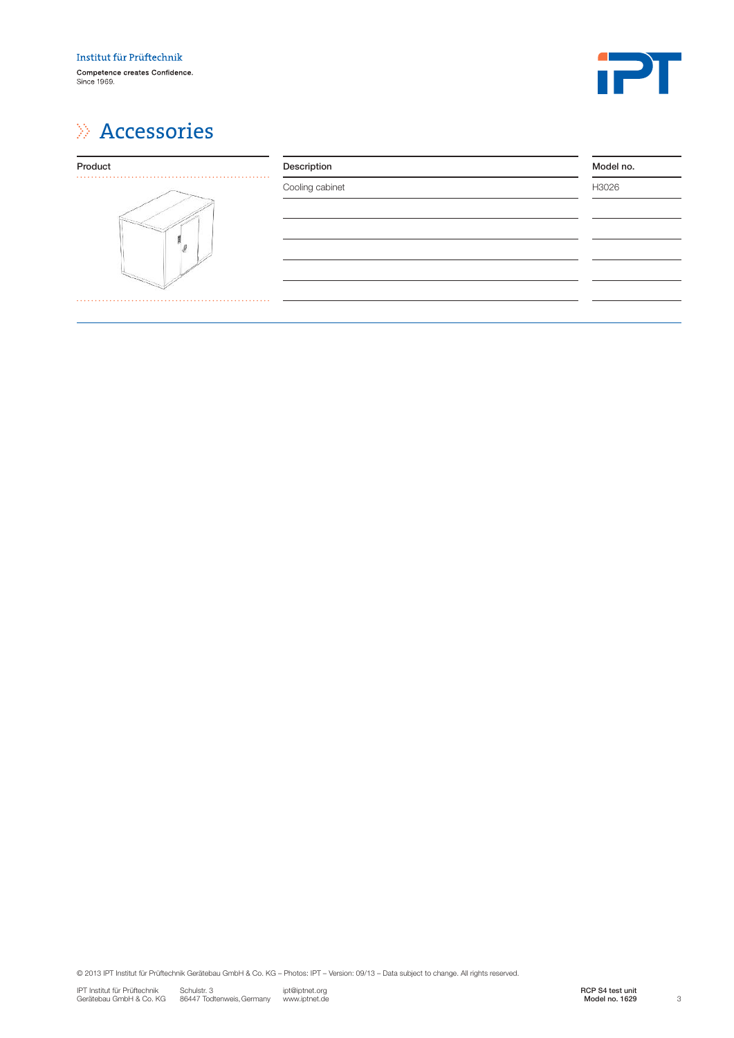# Accessories

| Product | Description | Model no. |
|---|---|---|
| | Cooling cabinet | H3026 |

© 2013 IPT Institut für Prüftechnik Gerätebau GmbH & Co. KG – Photos: IPT – Version: 09/13 – Data subject to change. All rights reserved.

IPT Institut für Prüftechnik Gerätebau GmbH & Co. KG
Schulstr. 3
86447 Todtenweis, Germany
ipt@iptnet.org
www.iptnet.de